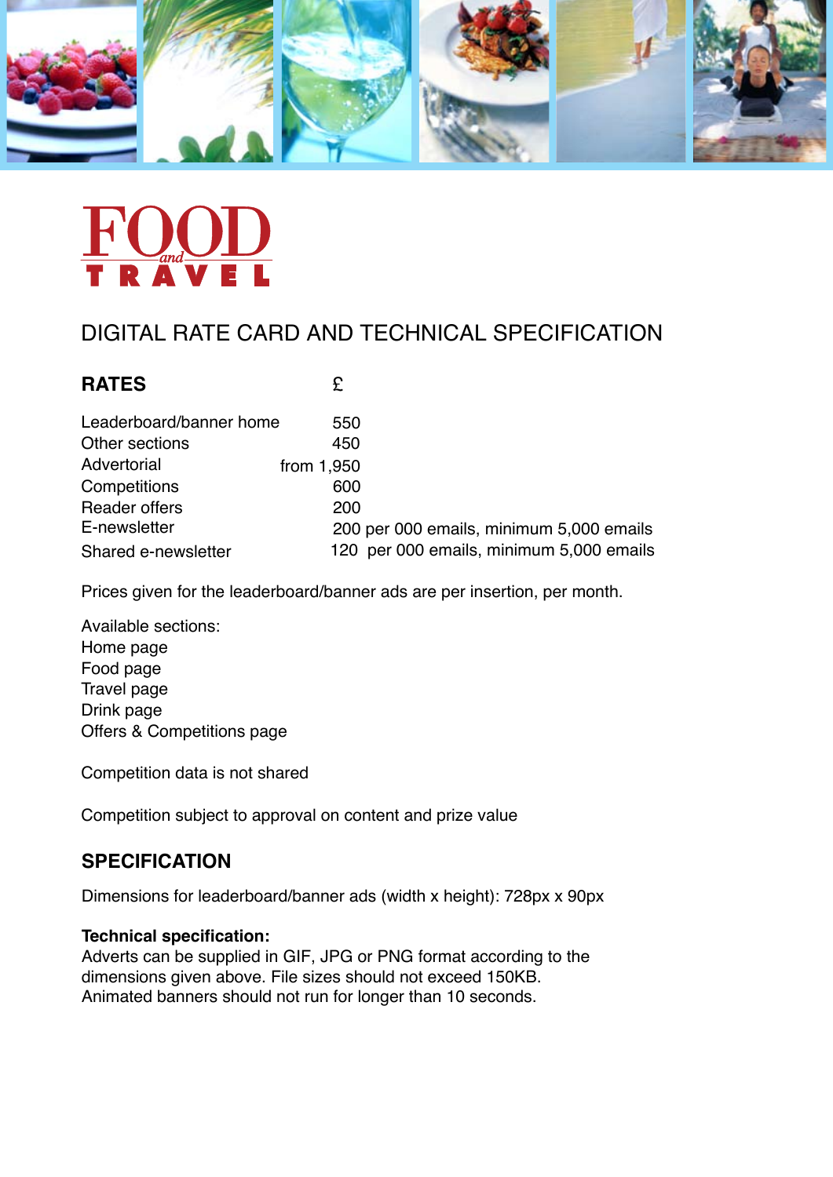# FOOD *and* TRAVEL

## DIGITAL RATE CARD AND TECHNICAL SPECIFICATION

| **RATES** | **£** |
|---|---|
| Leaderboard/banner home | 550 |
| Other sections | 450 |
| Advertorial | from 1,950 |
| Competitions | 600 |
| Reader offers | 200 |
| E-newsletter | 200 per 000 emails, minimum 5,000 emails |
| Shared e-newsletter | 120 per 000 emails, minimum 5,000 emails |

Prices given for the leaderboard/banner ads are per insertion, per month.

Available sections:
Home page
Food page
Travel page
Drink page
Offers & Competitions page

Competition data is not shared

Competition subject to approval on content and prize value

## SPECIFICATION

Dimensions for leaderboard/banner ads (width x height): 728px x 90px

**Technical specification:**
Adverts can be supplied in GIF, JPG or PNG format according to the dimensions given above. File sizes should not exceed 150KB. Animated banners should not run for longer than 10 seconds.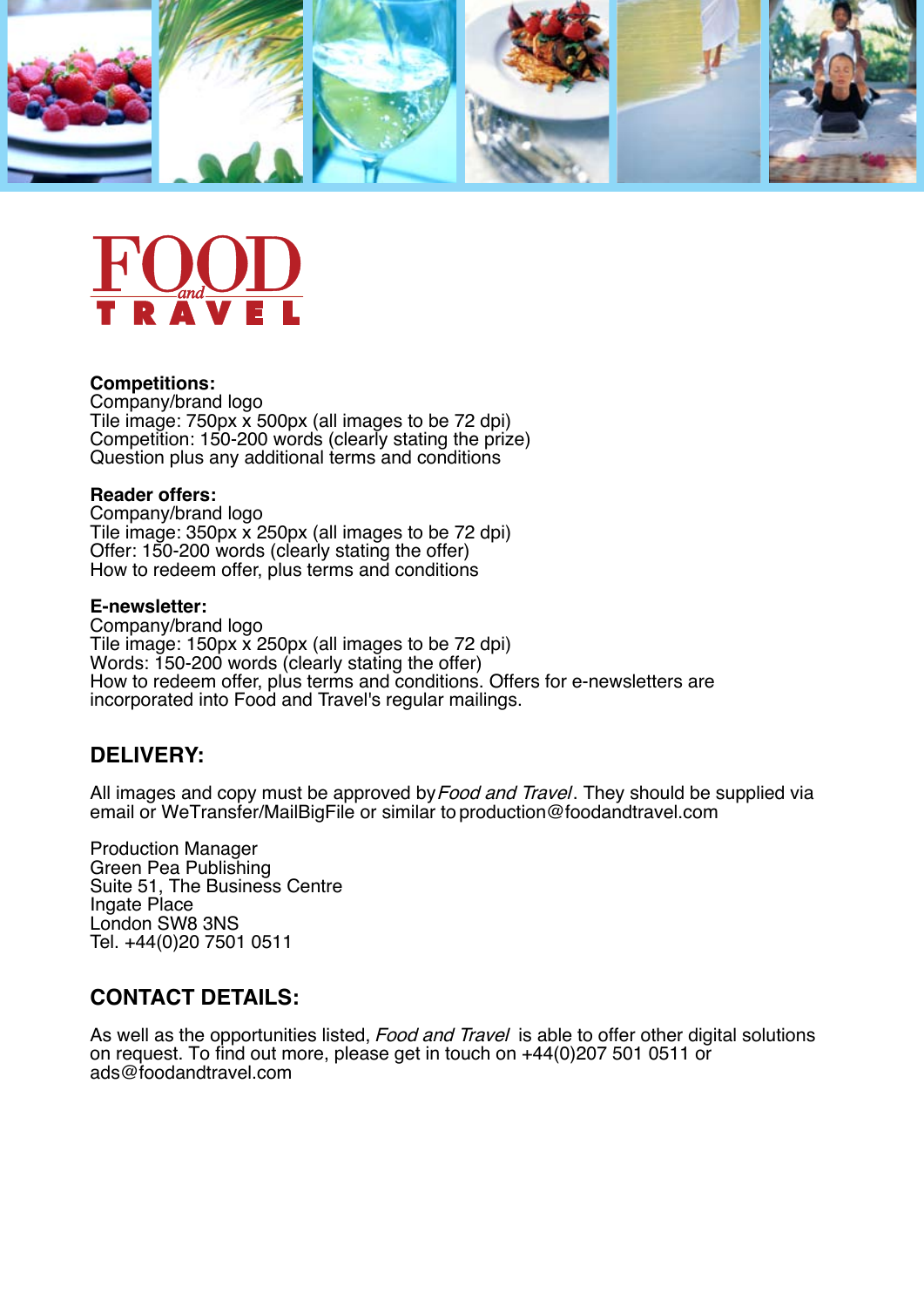FOOD *and* TRAVEL

**Competitions:**
Company/brand logo
Tile image: 750px x 500px (all images to be 72 dpi)
Competition: 150-200 words (clearly stating the prize)
Question plus any additional terms and conditions

**Reader offers:**
Company/brand logo
Tile image: 350px x 250px (all images to be 72 dpi)
Offer: 150-200 words (clearly stating the offer)
How to redeem offer, plus terms and conditions

**E-newsletter:**
Company/brand logo
Tile image: 150px x 250px (all images to be 72 dpi)
Words: 150-200 words (clearly stating the offer)
How to redeem offer, plus terms and conditions. Offers for e-newsletters are incorporated into Food and Travel's regular mailings.

## DELIVERY:

All images and copy must be approved by *Food and Travel*. They should be supplied via email or WeTransfer/MailBigFile or similar to production@foodandtravel.com

Production Manager
Green Pea Publishing
Suite 51, The Business Centre
Ingate Place
London SW8 3NS
Tel. +44(0)20 7501 0511

## CONTACT DETAILS:

As well as the opportunities listed, *Food and Travel* is able to offer other digital solutions on request. To find out more, please get in touch on +44(0)207 501 0511 or ads@foodandtravel.com